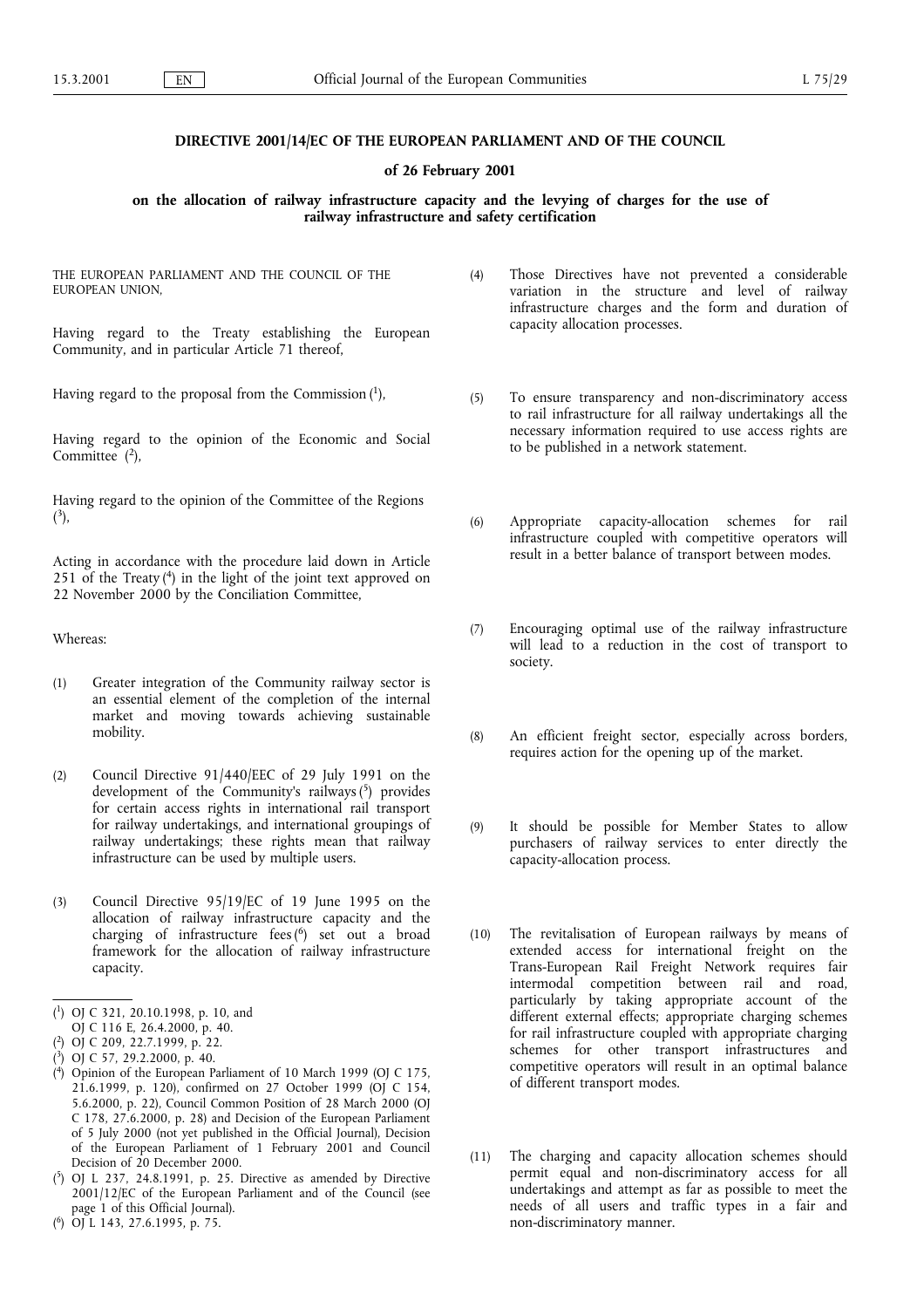# DIRECTIVE 2001/14/EC OF THE EUROPEAN PARLIAMENT AND OF THE COUNCIL

## of 26 February 2001

## on the allocation of railway infrastructure capacity and the levying of charges for the use of railway infrastructure and safety certification

THE EUROPEAN PARLIAMENT AND THE COUNCIL OF THE EUROPEAN UNION,

Having regard to the Treaty establishing the European Community, and in particular Article 71 thereof,

Having regard to the proposal from the Commission [1],

Having regard to the opinion of the Economic and Social Committee [2],

Having regard to the opinion of the Committee of the Regions [3],

Acting in accordance with the procedure laid down in Article 251 of the Treaty [4] in the light of the joint text approved on 22 November 2000 by the Conciliation Committee,

Whereas:

(1) Greater integration of the Community railway sector is an essential element of the completion of the internal market and moving towards achieving sustainable mobility.

(2) Council Directive 91/440/EEC of 29 July 1991 on the development of the Community's railways [5] provides for certain access rights in international rail transport for railway undertakings, and international groupings of railway undertakings; these rights mean that railway infrastructure can be used by multiple users.

(3) Council Directive 95/19/EC of 19 June 1995 on the allocation of railway infrastructure capacity and the charging of infrastructure fees [6] set out a broad framework for the allocation of railway infrastructure capacity.

(4) Those Directives have not prevented a considerable variation in the structure and level of railway infrastructure charges and the form and duration of capacity allocation processes.

(5) To ensure transparency and non-discriminatory access to rail infrastructure for all railway undertakings all the necessary information required to use access rights are to be published in a network statement.

(6) Appropriate capacity-allocation schemes for rail infrastructure coupled with competitive operators will result in a better balance of transport between modes.

(7) Encouraging optimal use of the railway infrastructure will lead to a reduction in the cost of transport to society.

(8) An efficient freight sector, especially across borders, requires action for the opening up of the market.

(9) It should be possible for Member States to allow purchasers of railway services to enter directly the capacity-allocation process.

(10) The revitalisation of European railways by means of extended access for international freight on the Trans-European Rail Freight Network requires fair intermodal competition between rail and road, particularly by taking appropriate account of the different external effects; appropriate charging schemes for rail infrastructure coupled with appropriate charging schemes for other transport infrastructures and competitive operators will result in an optimal balance of different transport modes.

(11) The charging and capacity allocation schemes should permit equal and non-discriminatory access for all undertakings and attempt as far as possible to meet the needs of all users and traffic types in a fair and non-discriminatory manner.

---

[1] OJ C 321, 20.10.1998, p. 10, and OJ C 116 E, 26.4.2000, p. 40.

[2] OJ C 209, 22.7.1999, p. 22.

[3] OJ C 57, 29.2.2000, p. 40.

[4] Opinion of the European Parliament of 10 March 1999 (OJ C 175, 21.6.1999, p. 120), confirmed on 27 October 1999 (OJ C 154, 5.6.2000, p. 22), Council Common Position of 28 March 2000 (OJ C 178, 27.6.2000, p. 28) and Decision of the European Parliament of 5 July 2000 (not yet published in the Official Journal), Decision of the European Parliament of 1 February 2001 and Council Decision of 20 December 2000.

[5] OJ L 237, 24.8.1991, p. 25. Directive as amended by Directive 2001/12/EC of the European Parliament and of the Council (see page 1 of this Official Journal).

[6] OJ L 143, 27.6.1995, p. 75.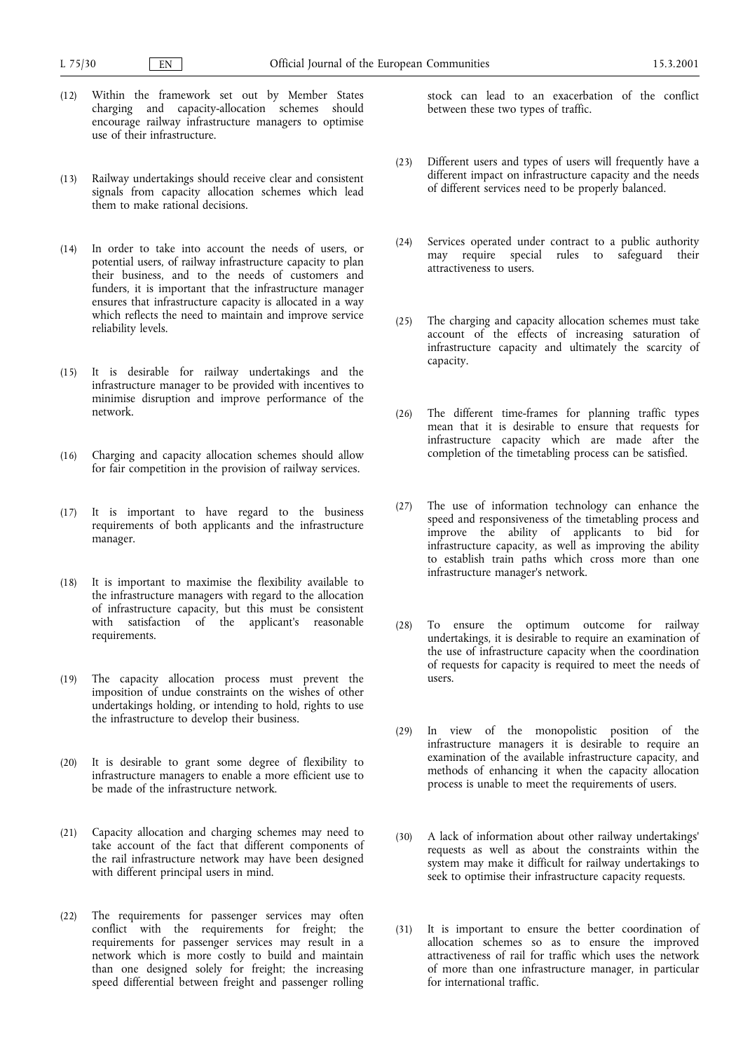(12) Within the framework set out by Member States charging and capacity-allocation schemes should encourage railway infrastructure managers to optimise use of their infrastructure.

(13) Railway undertakings should receive clear and consistent signals from capacity allocation schemes which lead them to make rational decisions.

(14) In order to take into account the needs of users, or potential users, of railway infrastructure capacity to plan their business, and to the needs of customers and funders, it is important that the infrastructure manager ensures that infrastructure capacity is allocated in a way which reflects the need to maintain and improve service reliability levels.

(15) It is desirable for railway undertakings and the infrastructure manager to be provided with incentives to minimise disruption and improve performance of the network.

(16) Charging and capacity allocation schemes should allow for fair competition in the provision of railway services.

(17) It is important to have regard to the business requirements of both applicants and the infrastructure manager.

(18) It is important to maximise the flexibility available to the infrastructure managers with regard to the allocation of infrastructure capacity, but this must be consistent with satisfaction of the applicant's reasonable requirements.

(19) The capacity allocation process must prevent the imposition of undue constraints on the wishes of other undertakings holding, or intending to hold, rights to use the infrastructure to develop their business.

(20) It is desirable to grant some degree of flexibility to infrastructure managers to enable a more efficient use to be made of the infrastructure network.

(21) Capacity allocation and charging schemes may need to take account of the fact that different components of the rail infrastructure network may have been designed with different principal users in mind.

(22) The requirements for passenger services may often conflict with the requirements for freight; the requirements for passenger services may result in a network which is more costly to build and maintain than one designed solely for freight; the increasing speed differential between freight and passenger rolling stock can lead to an exacerbation of the conflict between these two types of traffic.

(23) Different users and types of users will frequently have a different impact on infrastructure capacity and the needs of different services need to be properly balanced.

(24) Services operated under contract to a public authority may require special rules to safeguard their attractiveness to users.

(25) The charging and capacity allocation schemes must take account of the effects of increasing saturation of infrastructure capacity and ultimately the scarcity of capacity.

(26) The different time-frames for planning traffic types mean that it is desirable to ensure that requests for infrastructure capacity which are made after the completion of the timetabling process can be satisfied.

(27) The use of information technology can enhance the speed and responsiveness of the timetabling process and improve the ability of applicants to bid for infrastructure capacity, as well as improving the ability to establish train paths which cross more than one infrastructure manager's network.

(28) To ensure the optimum outcome for railway undertakings, it is desirable to require an examination of the use of infrastructure capacity when the coordination of requests for capacity is required to meet the needs of users.

(29) In view of the monopolistic position of the infrastructure managers it is desirable to require an examination of the available infrastructure capacity, and methods of enhancing it when the capacity allocation process is unable to meet the requirements of users.

(30) A lack of information about other railway undertakings' requests as well as about the constraints within the system may make it difficult for railway undertakings to seek to optimise their infrastructure capacity requests.

(31) It is important to ensure the better coordination of allocation schemes so as to ensure the improved attractiveness of rail for traffic which uses the network of more than one infrastructure manager, in particular for international traffic.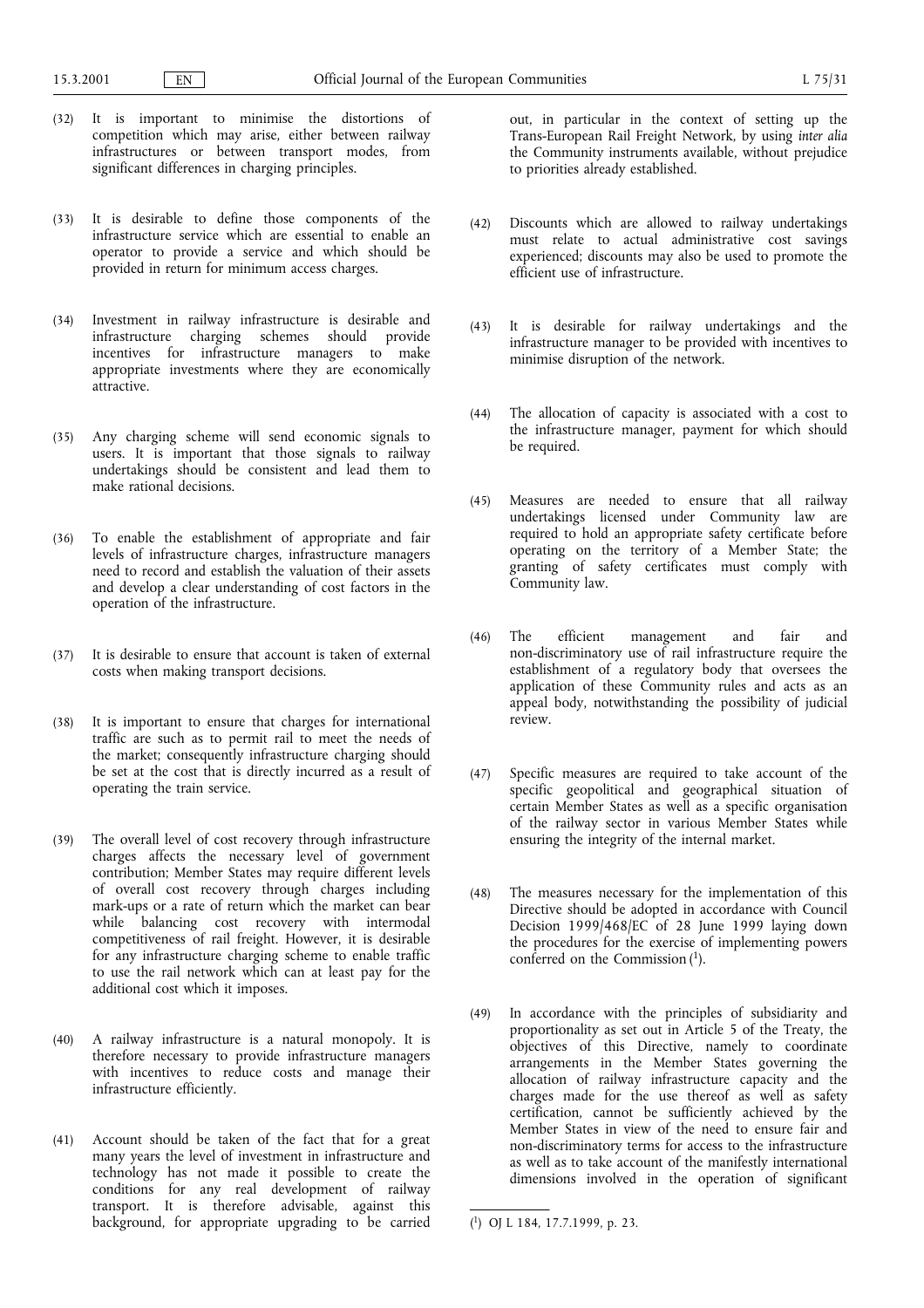(32) It is important to minimise the distortions of competition which may arise, either between railway infrastructures or between transport modes, from significant differences in charging principles.

(33) It is desirable to define those components of the infrastructure service which are essential to enable an operator to provide a service and which should be provided in return for minimum access charges.

(34) Investment in railway infrastructure is desirable and infrastructure charging schemes should provide incentives for infrastructure managers to make appropriate investments where they are economically attractive.

(35) Any charging scheme will send economic signals to users. It is important that those signals to railway undertakings should be consistent and lead them to make rational decisions.

(36) To enable the establishment of appropriate and fair levels of infrastructure charges, infrastructure managers need to record and establish the valuation of their assets and develop a clear understanding of cost factors in the operation of the infrastructure.

(37) It is desirable to ensure that account is taken of external costs when making transport decisions.

(38) It is important to ensure that charges for international traffic are such as to permit rail to meet the needs of the market; consequently infrastructure charging should be set at the cost that is directly incurred as a result of operating the train service.

(39) The overall level of cost recovery through infrastructure charges affects the necessary level of government contribution; Member States may require different levels of overall cost recovery through charges including mark-ups or a rate of return which the market can bear while balancing cost recovery with intermodal competitiveness of rail freight. However, it is desirable for any infrastructure charging scheme to enable traffic to use the rail network which can at least pay for the additional cost which it imposes.

(40) A railway infrastructure is a natural monopoly. It is therefore necessary to provide infrastructure managers with incentives to reduce costs and manage their infrastructure efficiently.

(41) Account should be taken of the fact that for a great many years the level of investment in infrastructure and technology has not made it possible to create the conditions for any real development of railway transport. It is therefore advisable, against this background, for appropriate upgrading to be carried out, in particular in the context of setting up the Trans-European Rail Freight Network, by using *inter alia* the Community instruments available, without prejudice to priorities already established.

(42) Discounts which are allowed to railway undertakings must relate to actual administrative cost savings experienced; discounts may also be used to promote the efficient use of infrastructure.

(43) It is desirable for railway undertakings and the infrastructure manager to be provided with incentives to minimise disruption of the network.

(44) The allocation of capacity is associated with a cost to the infrastructure manager, payment for which should be required.

(45) Measures are needed to ensure that all railway undertakings licensed under Community law are required to hold an appropriate safety certificate before operating on the territory of a Member State; the granting of safety certificates must comply with Community law.

(46) The efficient management and fair and non-discriminatory use of rail infrastructure require the establishment of a regulatory body that oversees the application of these Community rules and acts as an appeal body, notwithstanding the possibility of judicial review.

(47) Specific measures are required to take account of the specific geopolitical and geographical situation of certain Member States as well as a specific organisation of the railway sector in various Member States while ensuring the integrity of the internal market.

(48) The measures necessary for the implementation of this Directive should be adopted in accordance with Council Decision 1999/468/EC of 28 June 1999 laying down the procedures for the exercise of implementing powers conferred on the Commission [1].

(49) In accordance with the principles of subsidiarity and proportionality as set out in Article 5 of the Treaty, the objectives of this Directive, namely to coordinate arrangements in the Member States governing the allocation of railway infrastructure capacity and the charges made for the use thereof as well as safety certification, cannot be sufficiently achieved by the Member States in view of the need to ensure fair and non-discriminatory terms for access to the infrastructure as well as to take account of the manifestly international dimensions involved in the operation of significant

---

[1] OJ L 184, 17.7.1999, p. 23.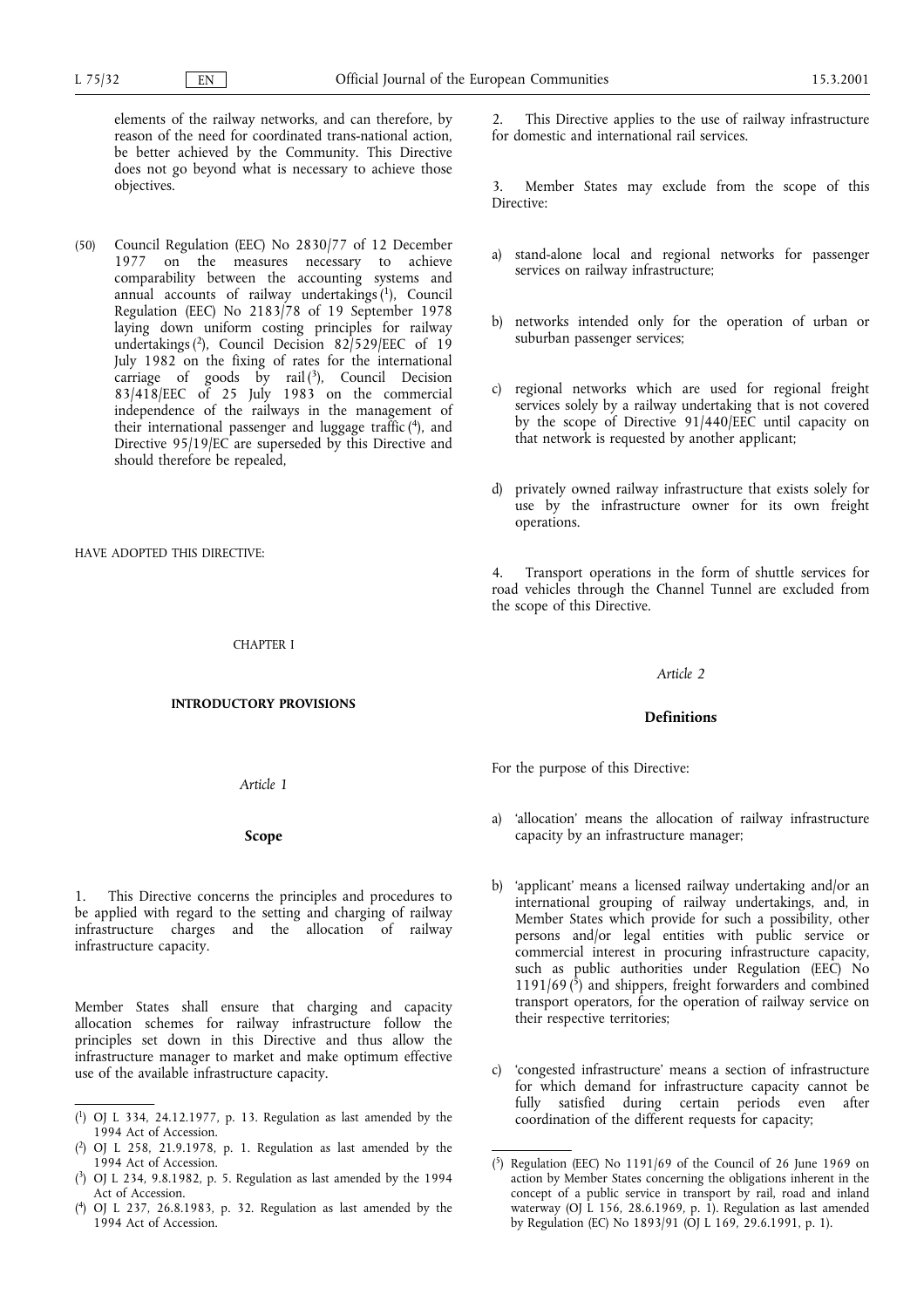elements of the railway networks, and can therefore, by reason of the need for coordinated trans-national action, be better achieved by the Community. This Directive does not go beyond what is necessary to achieve those objectives.

(50) Council Regulation (EEC) No 2830/77 of 12 December 1977 on the measures necessary to achieve comparability between the accounting systems and annual accounts of railway undertakings [1], Council Regulation (EEC) No 2183/78 of 19 September 1978 laying down uniform costing principles for railway undertakings [2], Council Decision 82/529/EEC of 19 July 1982 on the fixing of rates for the international carriage of goods by rail [3], Council Decision 83/418/EEC of 25 July 1983 on the commercial independence of the railways in the management of their international passenger and luggage traffic [4], and Directive 95/19/EC are superseded by this Directive and should therefore be repealed,

HAVE ADOPTED THIS DIRECTIVE:

## CHAPTER I

## INTRODUCTORY PROVISIONS

*Article 1*

### Scope

1. This Directive concerns the principles and procedures to be applied with regard to the setting and charging of railway infrastructure charges and the allocation of railway infrastructure capacity.

Member States shall ensure that charging and capacity allocation schemes for railway infrastructure follow the principles set down in this Directive and thus allow the infrastructure manager to market and make optimum effective use of the available infrastructure capacity.

2. This Directive applies to the use of railway infrastructure for domestic and international rail services.

3. Member States may exclude from the scope of this Directive:

a) stand-alone local and regional networks for passenger services on railway infrastructure;

b) networks intended only for the operation of urban or suburban passenger services;

c) regional networks which are used for regional freight services solely by a railway undertaking that is not covered by the scope of Directive 91/440/EEC until capacity on that network is requested by another applicant;

d) privately owned railway infrastructure that exists solely for use by the infrastructure owner for its own freight operations.

4. Transport operations in the form of shuttle services for road vehicles through the Channel Tunnel are excluded from the scope of this Directive.

*Article 2*

### Definitions

For the purpose of this Directive:

a) 'allocation' means the allocation of railway infrastructure capacity by an infrastructure manager;

b) 'applicant' means a licensed railway undertaking and/or an international grouping of railway undertakings, and, in Member States which provide for such a possibility, other persons and/or legal entities with public service or commercial interest in procuring infrastructure capacity, such as public authorities under Regulation (EEC) No 1191/69 [5] and shippers, freight forwarders and combined transport operators, for the operation of railway service on their respective territories;

c) 'congested infrastructure' means a section of infrastructure for which demand for infrastructure capacity cannot be fully satisfied during certain periods even after coordination of the different requests for capacity;

---

[1] OJ L 334, 24.12.1977, p. 13. Regulation as last amended by the 1994 Act of Accession.

[2] OJ L 258, 21.9.1978, p. 1. Regulation as last amended by the 1994 Act of Accession.

[3] OJ L 234, 9.8.1982, p. 5. Regulation as last amended by the 1994 Act of Accession.

[4] OJ L 237, 26.8.1983, p. 32. Regulation as last amended by the 1994 Act of Accession.

[5] Regulation (EEC) No 1191/69 of the Council of 26 June 1969 on action by Member States concerning the obligations inherent in the concept of a public service in transport by rail, road and inland waterway (OJ L 156, 28.6.1969, p. 1). Regulation as last amended by Regulation (EC) No 1893/91 (OJ L 169, 29.6.1991, p. 1).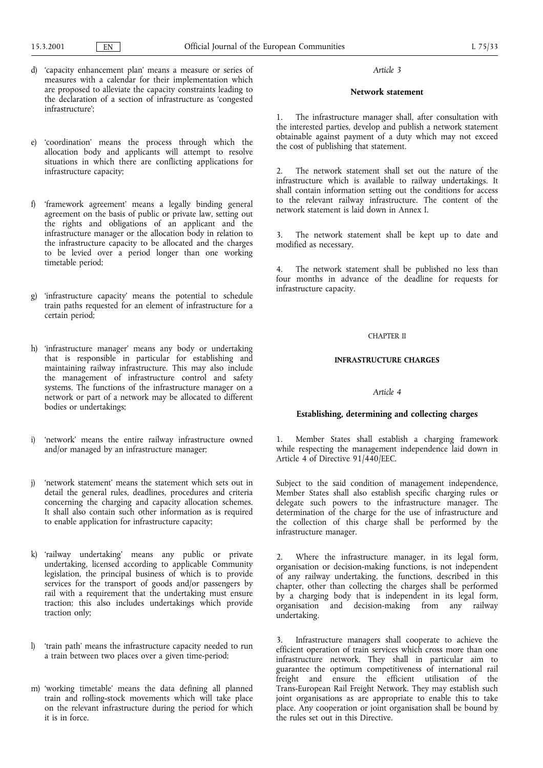d) 'capacity enhancement plan' means a measure or series of measures with a calendar for their implementation which are proposed to alleviate the capacity constraints leading to the declaration of a section of infrastructure as 'congested infrastructure';

e) 'coordination' means the process through which the allocation body and applicants will attempt to resolve situations in which there are conflicting applications for infrastructure capacity;

f) 'framework agreement' means a legally binding general agreement on the basis of public or private law, setting out the rights and obligations of an applicant and the infrastructure manager or the allocation body in relation to the infrastructure capacity to be allocated and the charges to be levied over a period longer than one working timetable period;

g) 'infrastructure capacity' means the potential to schedule train paths requested for an element of infrastructure for a certain period;

h) 'infrastructure manager' means any body or undertaking that is responsible in particular for establishing and maintaining railway infrastructure. This may also include the management of infrastructure control and safety systems. The functions of the infrastructure manager on a network or part of a network may be allocated to different bodies or undertakings;

i) 'network' means the entire railway infrastructure owned and/or managed by an infrastructure manager;

j) 'network statement' means the statement which sets out in detail the general rules, deadlines, procedures and criteria concerning the charging and capacity allocation schemes. It shall also contain such other information as is required to enable application for infrastructure capacity;

k) 'railway undertaking' means any public or private undertaking, licensed according to applicable Community legislation, the principal business of which is to provide services for the transport of goods and/or passengers by rail with a requirement that the undertaking must ensure traction; this also includes undertakings which provide traction only;

l) 'train path' means the infrastructure capacity needed to run a train between two places over a given time-period;

m) 'working timetable' means the data defining all planned train and rolling-stock movements which will take place on the relevant infrastructure during the period for which it is in force.

*Article 3*

**Network statement**

1. The infrastructure manager shall, after consultation with the interested parties, develop and publish a network statement obtainable against payment of a duty which may not exceed the cost of publishing that statement.

2. The network statement shall set out the nature of the infrastructure which is available to railway undertakings. It shall contain information setting out the conditions for access to the relevant railway infrastructure. The content of the network statement is laid down in Annex I.

3. The network statement shall be kept up to date and modified as necessary.

4. The network statement shall be published no less than four months in advance of the deadline for requests for infrastructure capacity.

CHAPTER II

**INFRASTRUCTURE CHARGES**

*Article 4*

**Establishing, determining and collecting charges**

1. Member States shall establish a charging framework while respecting the management independence laid down in Article 4 of Directive 91/440/EEC.

Subject to the said condition of management independence, Member States shall also establish specific charging rules or delegate such powers to the infrastructure manager. The determination of the charge for the use of infrastructure and the collection of this charge shall be performed by the infrastructure manager.

2. Where the infrastructure manager, in its legal form, organisation or decision-making functions, is not independent of any railway undertaking, the functions, described in this chapter, other than collecting the charges shall be performed by a charging body that is independent in its legal form, organisation and decision-making from any railway undertaking.

3. Infrastructure managers shall cooperate to achieve the efficient operation of train services which cross more than one infrastructure network. They shall in particular aim to guarantee the optimum competitiveness of international rail freight and ensure the efficient utilisation of the Trans-European Rail Freight Network. They may establish such joint organisations as are appropriate to enable this to take place. Any cooperation or joint organisation shall be bound by the rules set out in this Directive.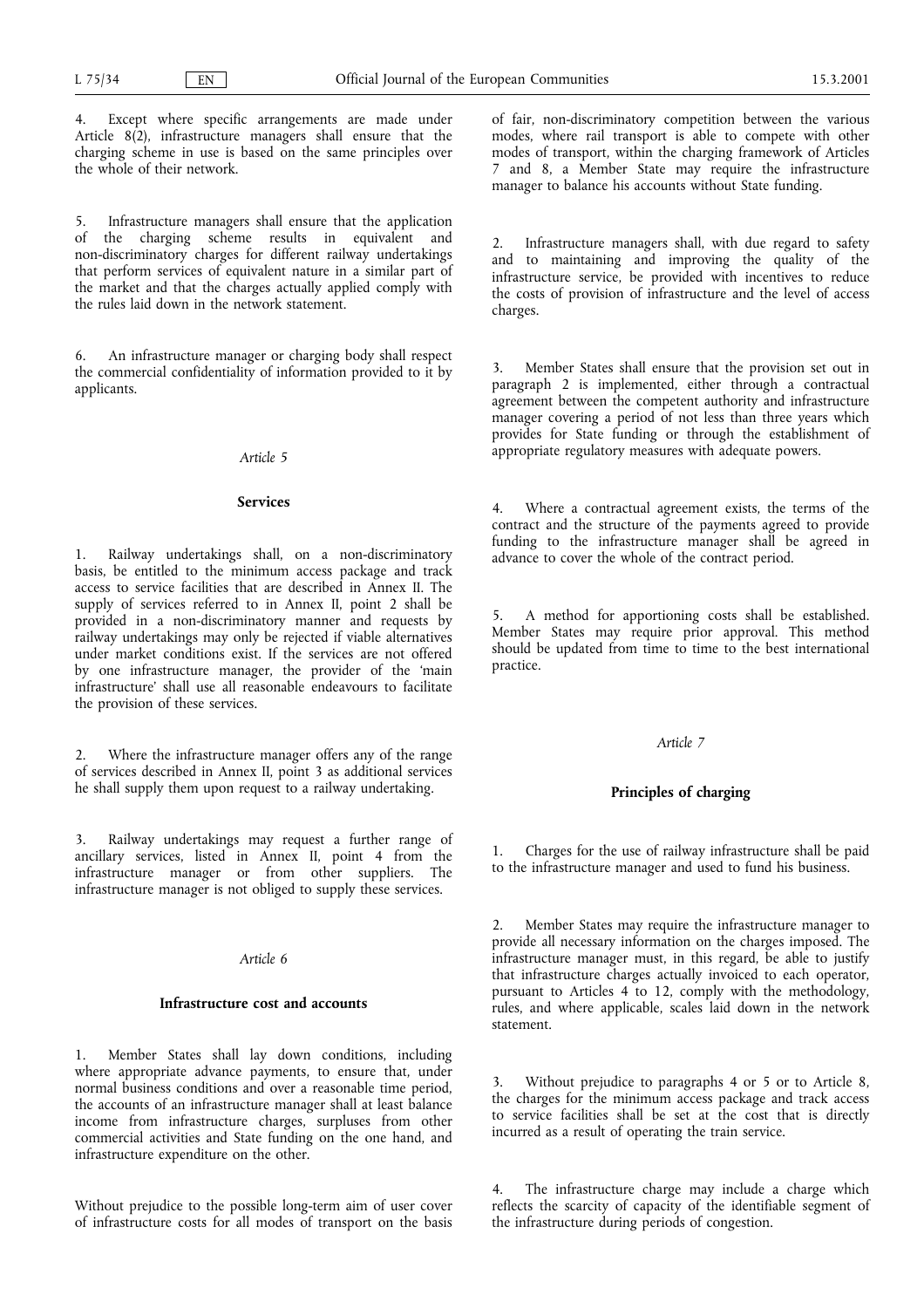4. Except where specific arrangements are made under Article 8(2), infrastructure managers shall ensure that the charging scheme in use is based on the same principles over the whole of their network.

5. Infrastructure managers shall ensure that the application of the charging scheme results in equivalent and non-discriminatory charges for different railway undertakings that perform services of equivalent nature in a similar part of the market and that the charges actually applied comply with the rules laid down in the network statement.

6. An infrastructure manager or charging body shall respect the commercial confidentiality of information provided to it by applicants.

*Article 5*

**Services**

1. Railway undertakings shall, on a non-discriminatory basis, be entitled to the minimum access package and track access to service facilities that are described in Annex II. The supply of services referred to in Annex II, point 2 shall be provided in a non-discriminatory manner and requests by railway undertakings may only be rejected if viable alternatives under market conditions exist. If the services are not offered by one infrastructure manager, the provider of the 'main infrastructure' shall use all reasonable endeavours to facilitate the provision of these services.

2. Where the infrastructure manager offers any of the range of services described in Annex II, point 3 as additional services he shall supply them upon request to a railway undertaking.

3. Railway undertakings may request a further range of ancillary services, listed in Annex II, point 4 from the infrastructure manager or from other suppliers. The infrastructure manager is not obliged to supply these services.

*Article 6*

**Infrastructure cost and accounts**

1. Member States shall lay down conditions, including where appropriate advance payments, to ensure that, under normal business conditions and over a reasonable time period, the accounts of an infrastructure manager shall at least balance income from infrastructure charges, surpluses from other commercial activities and State funding on the one hand, and infrastructure expenditure on the other.

Without prejudice to the possible long-term aim of user cover of infrastructure costs for all modes of transport on the basis of fair, non-discriminatory competition between the various modes, where rail transport is able to compete with other modes of transport, within the charging framework of Articles 7 and 8, a Member State may require the infrastructure manager to balance his accounts without State funding.

2. Infrastructure managers shall, with due regard to safety and to maintaining and improving the quality of the infrastructure service, be provided with incentives to reduce the costs of provision of infrastructure and the level of access charges.

3. Member States shall ensure that the provision set out in paragraph 2 is implemented, either through a contractual agreement between the competent authority and infrastructure manager covering a period of not less than three years which provides for State funding or through the establishment of appropriate regulatory measures with adequate powers.

4. Where a contractual agreement exists, the terms of the contract and the structure of the payments agreed to provide funding to the infrastructure manager shall be agreed in advance to cover the whole of the contract period.

5. A method for apportioning costs shall be established. Member States may require prior approval. This method should be updated from time to time to the best international practice.

*Article 7*

**Principles of charging**

1. Charges for the use of railway infrastructure shall be paid to the infrastructure manager and used to fund his business.

2. Member States may require the infrastructure manager to provide all necessary information on the charges imposed. The infrastructure manager must, in this regard, be able to justify that infrastructure charges actually invoiced to each operator, pursuant to Articles 4 to 12, comply with the methodology, rules, and where applicable, scales laid down in the network statement.

3. Without prejudice to paragraphs 4 or 5 or to Article 8, the charges for the minimum access package and track access to service facilities shall be set at the cost that is directly incurred as a result of operating the train service.

4. The infrastructure charge may include a charge which reflects the scarcity of capacity of the identifiable segment of the infrastructure during periods of congestion.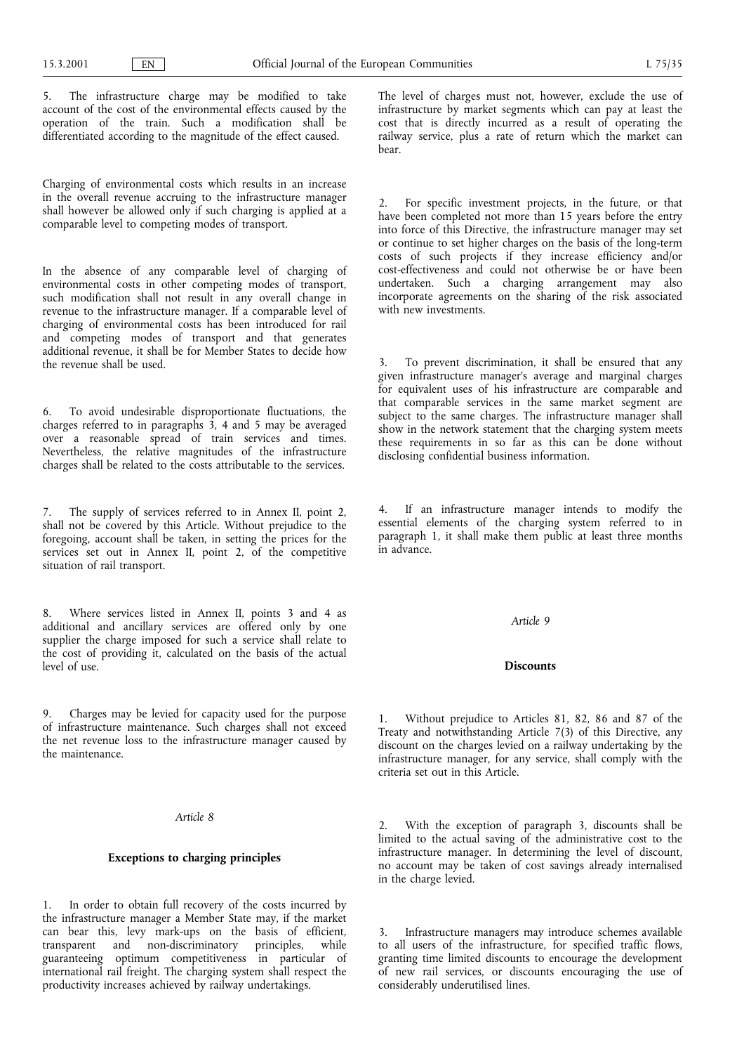5. The infrastructure charge may be modified to take account of the cost of the environmental effects caused by the operation of the train. Such a modification shall be differentiated according to the magnitude of the effect caused.

Charging of environmental costs which results in an increase in the overall revenue accruing to the infrastructure manager shall however be allowed only if such charging is applied at a comparable level to competing modes of transport.

In the absence of any comparable level of charging of environmental costs in other competing modes of transport, such modification shall not result in any overall change in revenue to the infrastructure manager. If a comparable level of charging of environmental costs has been introduced for rail and competing modes of transport and that generates additional revenue, it shall be for Member States to decide how the revenue shall be used.

6. To avoid undesirable disproportionate fluctuations, the charges referred to in paragraphs 3, 4 and 5 may be averaged over a reasonable spread of train services and times. Nevertheless, the relative magnitudes of the infrastructure charges shall be related to the costs attributable to the services.

7. The supply of services referred to in Annex II, point 2, shall not be covered by this Article. Without prejudice to the foregoing, account shall be taken, in setting the prices for the services set out in Annex II, point 2, of the competitive situation of rail transport.

8. Where services listed in Annex II, points 3 and 4 as additional and ancillary services are offered only by one supplier the charge imposed for such a service shall relate to the cost of providing it, calculated on the basis of the actual level of use.

9. Charges may be levied for capacity used for the purpose of infrastructure maintenance. Such charges shall not exceed the net revenue loss to the infrastructure manager caused by the maintenance.

*Article 8*

**Exceptions to charging principles**

1. In order to obtain full recovery of the costs incurred by the infrastructure manager a Member State may, if the market can bear this, levy mark-ups on the basis of efficient, transparent and non-discriminatory principles, while guaranteeing optimum competitiveness in particular of international rail freight. The charging system shall respect the productivity increases achieved by railway undertakings.

The level of charges must not, however, exclude the use of infrastructure by market segments which can pay at least the cost that is directly incurred as a result of operating the railway service, plus a rate of return which the market can bear.

2. For specific investment projects, in the future, or that have been completed not more than 15 years before the entry into force of this Directive, the infrastructure manager may set or continue to set higher charges on the basis of the long-term costs of such projects if they increase efficiency and/or cost-effectiveness and could not otherwise be or have been undertaken. Such a charging arrangement may also incorporate agreements on the sharing of the risk associated with new investments.

3. To prevent discrimination, it shall be ensured that any given infrastructure manager's average and marginal charges for equivalent uses of his infrastructure are comparable and that comparable services in the same market segment are subject to the same charges. The infrastructure manager shall show in the network statement that the charging system meets these requirements in so far as this can be done without disclosing confidential business information.

4. If an infrastructure manager intends to modify the essential elements of the charging system referred to in paragraph 1, it shall make them public at least three months in advance.

*Article 9*

**Discounts**

1. Without prejudice to Articles 81, 82, 86 and 87 of the Treaty and notwithstanding Article 7(3) of this Directive, any discount on the charges levied on a railway undertaking by the infrastructure manager, for any service, shall comply with the criteria set out in this Article.

2. With the exception of paragraph 3, discounts shall be limited to the actual saving of the administrative cost to the infrastructure manager. In determining the level of discount, no account may be taken of cost savings already internalised in the charge levied.

3. Infrastructure managers may introduce schemes available to all users of the infrastructure, for specified traffic flows, granting time limited discounts to encourage the development of new rail services, or discounts encouraging the use of considerably underutilised lines.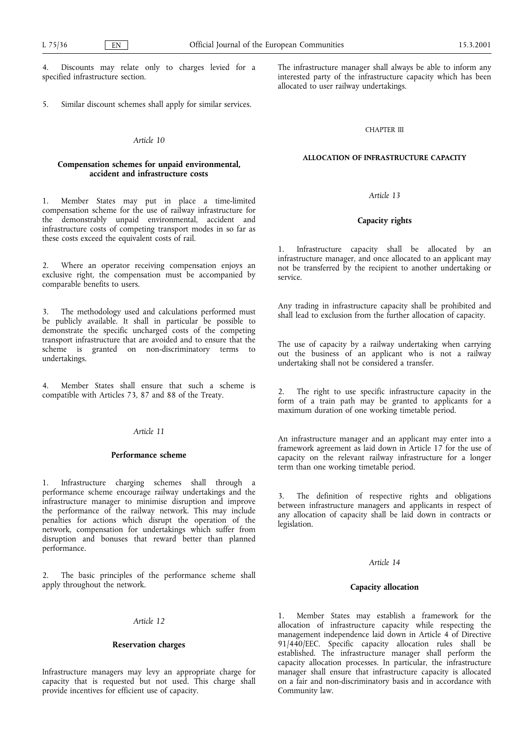4. Discounts may relate only to charges levied for a specified infrastructure section.

5. Similar discount schemes shall apply for similar services.

*Article 10*

**Compensation schemes for unpaid environmental, accident and infrastructure costs**

1. Member States may put in place a time-limited compensation scheme for the use of railway infrastructure for the demonstrably unpaid environmental, accident and infrastructure costs of competing transport modes in so far as these costs exceed the equivalent costs of rail.

2. Where an operator receiving compensation enjoys an exclusive right, the compensation must be accompanied by comparable benefits to users.

3. The methodology used and calculations performed must be publicly available. It shall in particular be possible to demonstrate the specific uncharged costs of the competing transport infrastructure that are avoided and to ensure that the scheme is granted on non-discriminatory terms to undertakings.

4. Member States shall ensure that such a scheme is compatible with Articles 73, 87 and 88 of the Treaty.

*Article 11*

**Performance scheme**

1. Infrastructure charging schemes shall through a performance scheme encourage railway undertakings and the infrastructure manager to minimise disruption and improve the performance of the railway network. This may include penalties for actions which disrupt the operation of the network, compensation for undertakings which suffer from disruption and bonuses that reward better than planned performance.

2. The basic principles of the performance scheme shall apply throughout the network.

*Article 12*

**Reservation charges**

Infrastructure managers may levy an appropriate charge for capacity that is requested but not used. This charge shall provide incentives for efficient use of capacity.

The infrastructure manager shall always be able to inform any interested party of the infrastructure capacity which has been allocated to user railway undertakings.

CHAPTER III

**ALLOCATION OF INFRASTRUCTURE CAPACITY**

*Article 13*

**Capacity rights**

1. Infrastructure capacity shall be allocated by an infrastructure manager, and once allocated to an applicant may not be transferred by the recipient to another undertaking or service.

Any trading in infrastructure capacity shall be prohibited and shall lead to exclusion from the further allocation of capacity.

The use of capacity by a railway undertaking when carrying out the business of an applicant who is not a railway undertaking shall not be considered a transfer.

2. The right to use specific infrastructure capacity in the form of a train path may be granted to applicants for a maximum duration of one working timetable period.

An infrastructure manager and an applicant may enter into a framework agreement as laid down in Article 17 for the use of capacity on the relevant railway infrastructure for a longer term than one working timetable period.

3. The definition of respective rights and obligations between infrastructure managers and applicants in respect of any allocation of capacity shall be laid down in contracts or legislation.

*Article 14*

**Capacity allocation**

1. Member States may establish a framework for the allocation of infrastructure capacity while respecting the management independence laid down in Article 4 of Directive 91/440/EEC. Specific capacity allocation rules shall be established. The infrastructure manager shall perform the capacity allocation processes. In particular, the infrastructure manager shall ensure that infrastructure capacity is allocated on a fair and non-discriminatory basis and in accordance with Community law.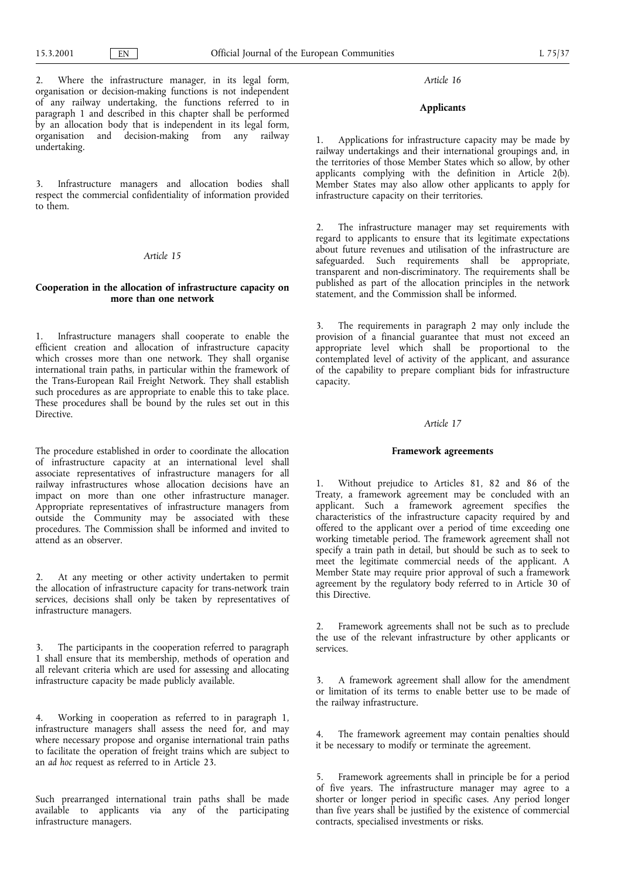2. Where the infrastructure manager, in its legal form, organisation or decision-making functions is not independent of any railway undertaking, the functions referred to in paragraph 1 and described in this chapter shall be performed by an allocation body that is independent in its legal form, organisation and decision-making from any railway undertaking.

3. Infrastructure managers and allocation bodies shall respect the commercial confidentiality of information provided to them.

*Article 15*

**Cooperation in the allocation of infrastructure capacity on more than one network**

1. Infrastructure managers shall cooperate to enable the efficient creation and allocation of infrastructure capacity which crosses more than one network. They shall organise international train paths, in particular within the framework of the Trans-European Rail Freight Network. They shall establish such procedures as are appropriate to enable this to take place. These procedures shall be bound by the rules set out in this Directive.

The procedure established in order to coordinate the allocation of infrastructure capacity at an international level shall associate representatives of infrastructure managers for all railway infrastructures whose allocation decisions have an impact on more than one other infrastructure manager. Appropriate representatives of infrastructure managers from outside the Community may be associated with these procedures. The Commission shall be informed and invited to attend as an observer.

2. At any meeting or other activity undertaken to permit the allocation of infrastructure capacity for trans-network train services, decisions shall only be taken by representatives of infrastructure managers.

3. The participants in the cooperation referred to paragraph 1 shall ensure that its membership, methods of operation and all relevant criteria which are used for assessing and allocating infrastructure capacity be made publicly available.

4. Working in cooperation as referred to in paragraph 1, infrastructure managers shall assess the need for, and may where necessary propose and organise international train paths to facilitate the operation of freight trains which are subject to an *ad hoc* request as referred to in Article 23.

Such prearranged international train paths shall be made available to applicants via any of the participating infrastructure managers.

*Article 16*

**Applicants**

1. Applications for infrastructure capacity may be made by railway undertakings and their international groupings and, in the territories of those Member States which so allow, by other applicants complying with the definition in Article 2(b). Member States may also allow other applicants to apply for infrastructure capacity on their territories.

2. The infrastructure manager may set requirements with regard to applicants to ensure that its legitimate expectations about future revenues and utilisation of the infrastructure are safeguarded. Such requirements shall be appropriate, transparent and non-discriminatory. The requirements shall be published as part of the allocation principles in the network statement, and the Commission shall be informed.

3. The requirements in paragraph 2 may only include the provision of a financial guarantee that must not exceed an appropriate level which shall be proportional to the contemplated level of activity of the applicant, and assurance of the capability to prepare compliant bids for infrastructure capacity.

*Article 17*

**Framework agreements**

1. Without prejudice to Articles 81, 82 and 86 of the Treaty, a framework agreement may be concluded with an applicant. Such a framework agreement specifies the characteristics of the infrastructure capacity required by and offered to the applicant over a period of time exceeding one working timetable period. The framework agreement shall not specify a train path in detail, but should be such as to seek to meet the legitimate commercial needs of the applicant. A Member State may require prior approval of such a framework agreement by the regulatory body referred to in Article 30 of this Directive.

2. Framework agreements shall not be such as to preclude the use of the relevant infrastructure by other applicants or services.

3. A framework agreement shall allow for the amendment or limitation of its terms to enable better use to be made of the railway infrastructure.

4. The framework agreement may contain penalties should it be necessary to modify or terminate the agreement.

5. Framework agreements shall in principle be for a period of five years. The infrastructure manager may agree to a shorter or longer period in specific cases. Any period longer than five years shall be justified by the existence of commercial contracts, specialised investments or risks.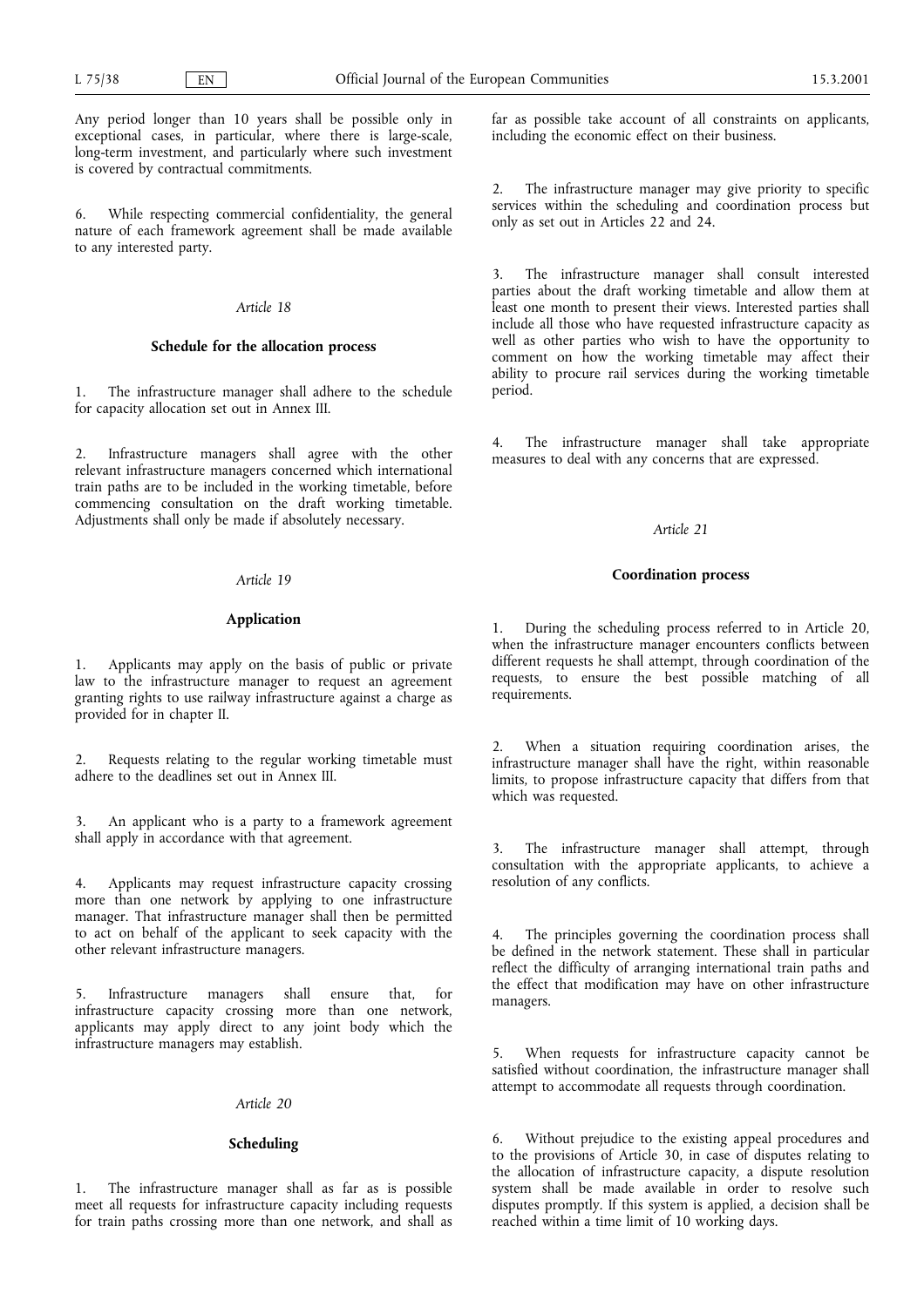Any period longer than 10 years shall be possible only in exceptional cases, in particular, where there is large-scale, long-term investment, and particularly where such investment is covered by contractual commitments.

6. While respecting commercial confidentiality, the general nature of each framework agreement shall be made available to any interested party.

*Article 18*

**Schedule for the allocation process**

1. The infrastructure manager shall adhere to the schedule for capacity allocation set out in Annex III.

2. Infrastructure managers shall agree with the other relevant infrastructure managers concerned which international train paths are to be included in the working timetable, before commencing consultation on the draft working timetable. Adjustments shall only be made if absolutely necessary.

*Article 19*

**Application**

1. Applicants may apply on the basis of public or private law to the infrastructure manager to request an agreement granting rights to use railway infrastructure against a charge as provided for in chapter II.

2. Requests relating to the regular working timetable must adhere to the deadlines set out in Annex III.

3. An applicant who is a party to a framework agreement shall apply in accordance with that agreement.

4. Applicants may request infrastructure capacity crossing more than one network by applying to one infrastructure manager. That infrastructure manager shall then be permitted to act on behalf of the applicant to seek capacity with the other relevant infrastructure managers.

5. Infrastructure managers shall ensure that, for infrastructure capacity crossing more than one network, applicants may apply direct to any joint body which the infrastructure managers may establish.

*Article 20*

**Scheduling**

1. The infrastructure manager shall as far as is possible meet all requests for infrastructure capacity including requests for train paths crossing more than one network, and shall as far as possible take account of all constraints on applicants, including the economic effect on their business.

2. The infrastructure manager may give priority to specific services within the scheduling and coordination process but only as set out in Articles 22 and 24.

3. The infrastructure manager shall consult interested parties about the draft working timetable and allow them at least one month to present their views. Interested parties shall include all those who have requested infrastructure capacity as well as other parties who wish to have the opportunity to comment on how the working timetable may affect their ability to procure rail services during the working timetable period.

4. The infrastructure manager shall take appropriate measures to deal with any concerns that are expressed.

*Article 21*

**Coordination process**

1. During the scheduling process referred to in Article 20, when the infrastructure manager encounters conflicts between different requests he shall attempt, through coordination of the requests, to ensure the best possible matching of all requirements.

2. When a situation requiring coordination arises, the infrastructure manager shall have the right, within reasonable limits, to propose infrastructure capacity that differs from that which was requested.

3. The infrastructure manager shall attempt, through consultation with the appropriate applicants, to achieve a resolution of any conflicts.

4. The principles governing the coordination process shall be defined in the network statement. These shall in particular reflect the difficulty of arranging international train paths and the effect that modification may have on other infrastructure managers.

5. When requests for infrastructure capacity cannot be satisfied without coordination, the infrastructure manager shall attempt to accommodate all requests through coordination.

6. Without prejudice to the existing appeal procedures and to the provisions of Article 30, in case of disputes relating to the allocation of infrastructure capacity, a dispute resolution system shall be made available in order to resolve such disputes promptly. If this system is applied, a decision shall be reached within a time limit of 10 working days.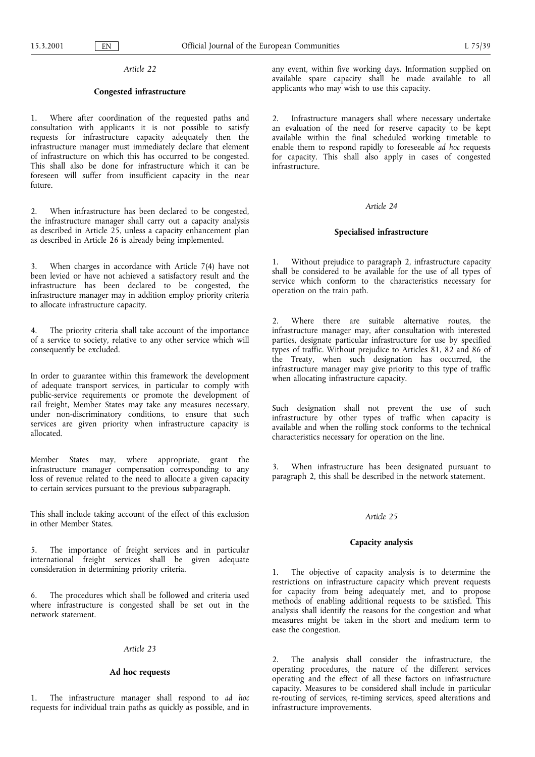*Article 22*

**Congested infrastructure**

1. Where after coordination of the requested paths and consultation with applicants it is not possible to satisfy requests for infrastructure capacity adequately then the infrastructure manager must immediately declare that element of infrastructure on which this has occurred to be congested. This shall also be done for infrastructure which it can be foreseen will suffer from insufficient capacity in the near future.

2. When infrastructure has been declared to be congested, the infrastructure manager shall carry out a capacity analysis as described in Article 25, unless a capacity enhancement plan as described in Article 26 is already being implemented.

3. When charges in accordance with Article 7(4) have not been levied or have not achieved a satisfactory result and the infrastructure has been declared to be congested, the infrastructure manager may in addition employ priority criteria to allocate infrastructure capacity.

4. The priority criteria shall take account of the importance of a service to society, relative to any other service which will consequently be excluded.

In order to guarantee within this framework the development of adequate transport services, in particular to comply with public-service requirements or promote the development of rail freight, Member States may take any measures necessary, under non-discriminatory conditions, to ensure that such services are given priority when infrastructure capacity is allocated.

Member States may, where appropriate, grant the infrastructure manager compensation corresponding to any loss of revenue related to the need to allocate a given capacity to certain services pursuant to the previous subparagraph.

This shall include taking account of the effect of this exclusion in other Member States.

5. The importance of freight services and in particular international freight services shall be given adequate consideration in determining priority criteria.

6. The procedures which shall be followed and criteria used where infrastructure is congested shall be set out in the network statement.

*Article 23*

**Ad hoc requests**

1. The infrastructure manager shall respond to *ad hoc* requests for individual train paths as quickly as possible, and in any event, within five working days. Information supplied on available spare capacity shall be made available to all applicants who may wish to use this capacity.

2. Infrastructure managers shall where necessary undertake an evaluation of the need for reserve capacity to be kept available within the final scheduled working timetable to enable them to respond rapidly to foreseeable *ad hoc* requests for capacity. This shall also apply in cases of congested infrastructure.

*Article 24*

**Specialised infrastructure**

1. Without prejudice to paragraph 2, infrastructure capacity shall be considered to be available for the use of all types of service which conform to the characteristics necessary for operation on the train path.

2. Where there are suitable alternative routes, the infrastructure manager may, after consultation with interested parties, designate particular infrastructure for use by specified types of traffic. Without prejudice to Articles 81, 82 and 86 of the Treaty, when such designation has occurred, the infrastructure manager may give priority to this type of traffic when allocating infrastructure capacity.

Such designation shall not prevent the use of such infrastructure by other types of traffic when capacity is available and when the rolling stock conforms to the technical characteristics necessary for operation on the line.

3. When infrastructure has been designated pursuant to paragraph 2, this shall be described in the network statement.

*Article 25*

**Capacity analysis**

1. The objective of capacity analysis is to determine the restrictions on infrastructure capacity which prevent requests for capacity from being adequately met, and to propose methods of enabling additional requests to be satisfied. This analysis shall identify the reasons for the congestion and what measures might be taken in the short and medium term to ease the congestion.

2. The analysis shall consider the infrastructure, the operating procedures, the nature of the different services operating and the effect of all these factors on infrastructure capacity. Measures to be considered shall include in particular re-routing of services, re-timing services, speed alterations and infrastructure improvements.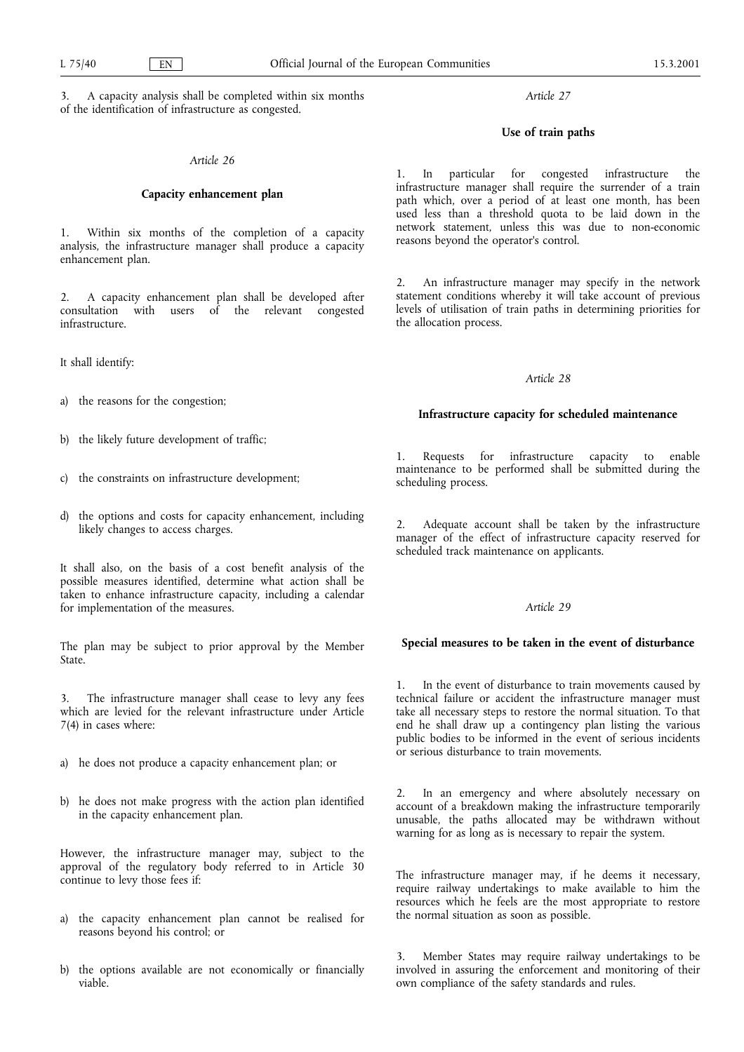3. A capacity analysis shall be completed within six months of the identification of infrastructure as congested.

*Article 26*

**Capacity enhancement plan**

1. Within six months of the completion of a capacity analysis, the infrastructure manager shall produce a capacity enhancement plan.

2. A capacity enhancement plan shall be developed after consultation with users of the relevant congested infrastructure.

It shall identify:

a) the reasons for the congestion;

b) the likely future development of traffic;

c) the constraints on infrastructure development;

d) the options and costs for capacity enhancement, including likely changes to access charges.

It shall also, on the basis of a cost benefit analysis of the possible measures identified, determine what action shall be taken to enhance infrastructure capacity, including a calendar for implementation of the measures.

The plan may be subject to prior approval by the Member State.

3. The infrastructure manager shall cease to levy any fees which are levied for the relevant infrastructure under Article 7(4) in cases where:

a) he does not produce a capacity enhancement plan; or

b) he does not make progress with the action plan identified in the capacity enhancement plan.

However, the infrastructure manager may, subject to the approval of the regulatory body referred to in Article 30 continue to levy those fees if:

a) the capacity enhancement plan cannot be realised for reasons beyond his control; or

b) the options available are not economically or financially viable.

*Article 27*

**Use of train paths**

1. In particular for congested infrastructure the infrastructure manager shall require the surrender of a train path which, over a period of at least one month, has been used less than a threshold quota to be laid down in the network statement, unless this was due to non-economic reasons beyond the operator's control.

2. An infrastructure manager may specify in the network statement conditions whereby it will take account of previous levels of utilisation of train paths in determining priorities for the allocation process.

*Article 28*

**Infrastructure capacity for scheduled maintenance**

1. Requests for infrastructure capacity to enable maintenance to be performed shall be submitted during the scheduling process.

2. Adequate account shall be taken by the infrastructure manager of the effect of infrastructure capacity reserved for scheduled track maintenance on applicants.

*Article 29*

**Special measures to be taken in the event of disturbance**

1. In the event of disturbance to train movements caused by technical failure or accident the infrastructure manager must take all necessary steps to restore the normal situation. To that end he shall draw up a contingency plan listing the various public bodies to be informed in the event of serious incidents or serious disturbance to train movements.

2. In an emergency and where absolutely necessary on account of a breakdown making the infrastructure temporarily unusable, the paths allocated may be withdrawn without warning for as long as is necessary to repair the system.

The infrastructure manager may, if he deems it necessary, require railway undertakings to make available to him the resources which he feels are the most appropriate to restore the normal situation as soon as possible.

3. Member States may require railway undertakings to be involved in assuring the enforcement and monitoring of their own compliance of the safety standards and rules.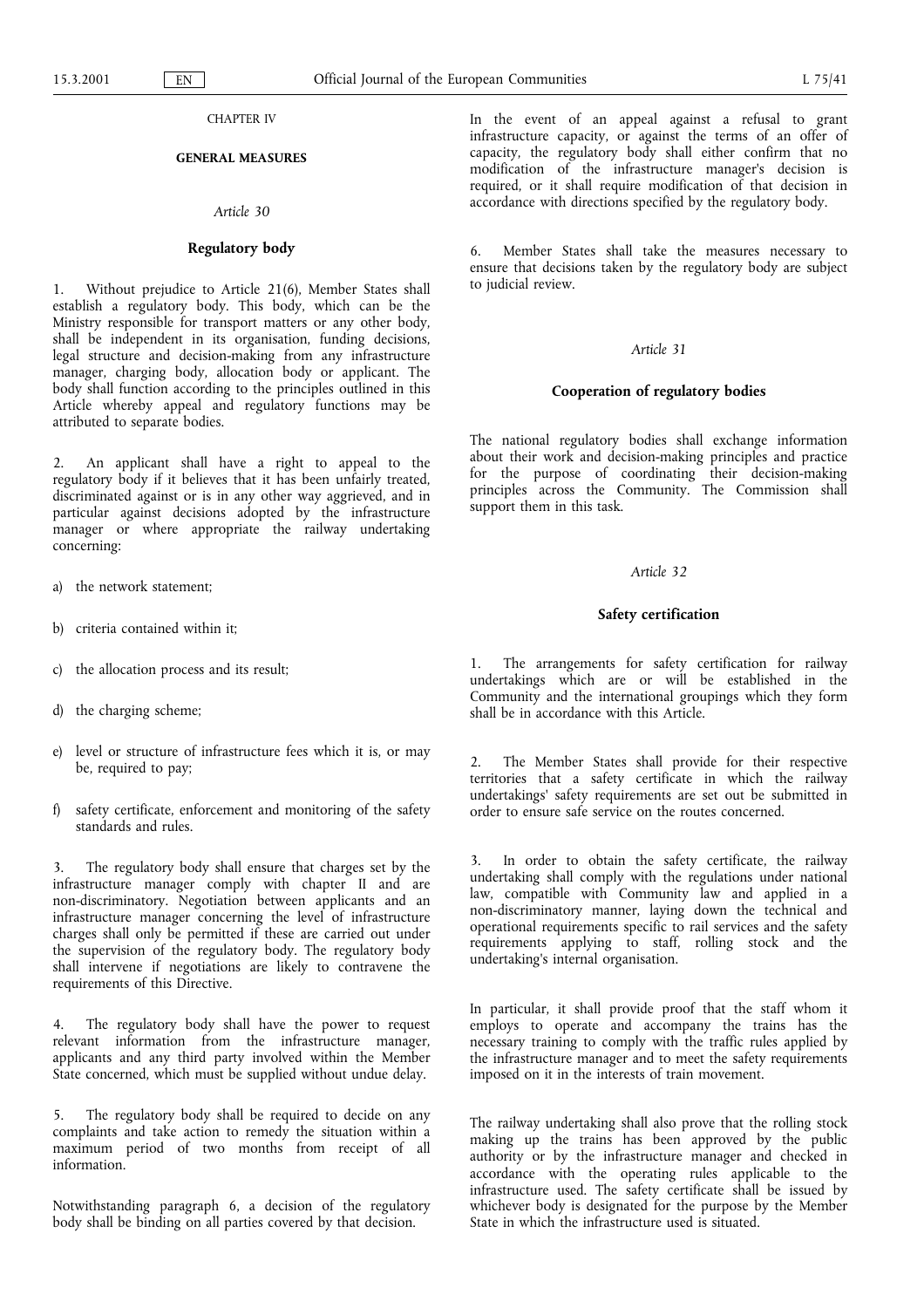CHAPTER IV

## GENERAL MEASURES

*Article 30*

### Regulatory body

1. Without prejudice to Article 21(6), Member States shall establish a regulatory body. This body, which can be the Ministry responsible for transport matters or any other body, shall be independent in its organisation, funding decisions, legal structure and decision-making from any infrastructure manager, charging body, allocation body or applicant. The body shall function according to the principles outlined in this Article whereby appeal and regulatory functions may be attributed to separate bodies.

2. An applicant shall have a right to appeal to the regulatory body if it believes that it has been unfairly treated, discriminated against or is in any other way aggrieved, and in particular against decisions adopted by the infrastructure manager or where appropriate the railway undertaking concerning:

a) the network statement;

b) criteria contained within it;

c) the allocation process and its result;

d) the charging scheme;

e) level or structure of infrastructure fees which it is, or may be, required to pay;

f) safety certificate, enforcement and monitoring of the safety standards and rules.

3. The regulatory body shall ensure that charges set by the infrastructure manager comply with chapter II and are non-discriminatory. Negotiation between applicants and an infrastructure manager concerning the level of infrastructure charges shall only be permitted if these are carried out under the supervision of the regulatory body. The regulatory body shall intervene if negotiations are likely to contravene the requirements of this Directive.

4. The regulatory body shall have the power to request relevant information from the infrastructure manager, applicants and any third party involved within the Member State concerned, which must be supplied without undue delay.

5. The regulatory body shall be required to decide on any complaints and take action to remedy the situation within a maximum period of two months from receipt of all information.

Notwithstanding paragraph 6, a decision of the regulatory body shall be binding on all parties covered by that decision.

In the event of an appeal against a refusal to grant infrastructure capacity, or against the terms of an offer of capacity, the regulatory body shall either confirm that no modification of the infrastructure manager's decision is required, or it shall require modification of that decision in accordance with directions specified by the regulatory body.

6. Member States shall take the measures necessary to ensure that decisions taken by the regulatory body are subject to judicial review.

*Article 31*

### Cooperation of regulatory bodies

The national regulatory bodies shall exchange information about their work and decision-making principles and practice for the purpose of coordinating their decision-making principles across the Community. The Commission shall support them in this task.

*Article 32*

### Safety certification

1. The arrangements for safety certification for railway undertakings which are or will be established in the Community and the international groupings which they form shall be in accordance with this Article.

2. The Member States shall provide for their respective territories that a safety certificate in which the railway undertakings' safety requirements are set out be submitted in order to ensure safe service on the routes concerned.

3. In order to obtain the safety certificate, the railway undertaking shall comply with the regulations under national law, compatible with Community law and applied in a non-discriminatory manner, laying down the technical and operational requirements specific to rail services and the safety requirements applying to staff, rolling stock and the undertaking's internal organisation.

In particular, it shall provide proof that the staff whom it employs to operate and accompany the trains has the necessary training to comply with the traffic rules applied by the infrastructure manager and to meet the safety requirements imposed on it in the interests of train movement.

The railway undertaking shall also prove that the rolling stock making up the trains has been approved by the public authority or by the infrastructure manager and checked in accordance with the operating rules applicable to the infrastructure used. The safety certificate shall be issued by whichever body is designated for the purpose by the Member State in which the infrastructure used is situated.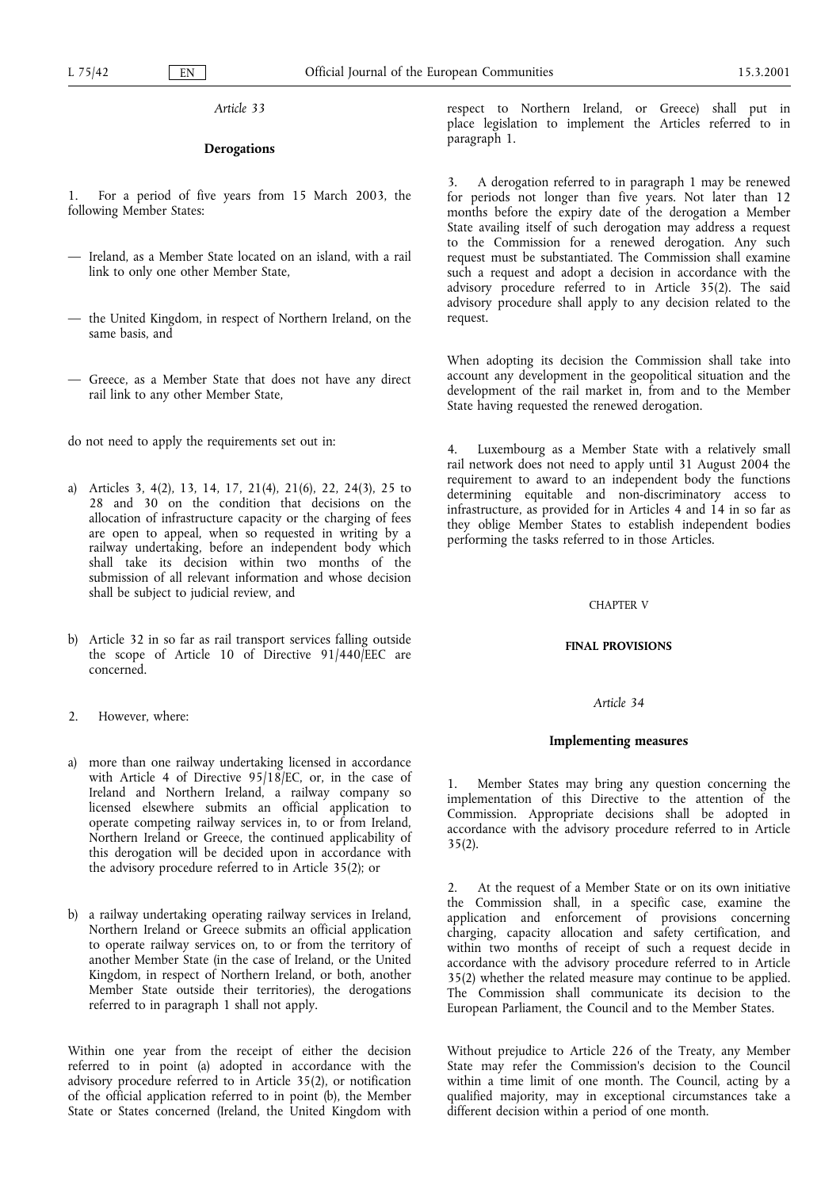*Article 33*

**Derogations**

1. For a period of five years from 15 March 2003, the following Member States:

— Ireland, as a Member State located on an island, with a rail link to only one other Member State,

— the United Kingdom, in respect of Northern Ireland, on the same basis, and

— Greece, as a Member State that does not have any direct rail link to any other Member State,

do not need to apply the requirements set out in:

a) Articles 3, 4(2), 13, 14, 17, 21(4), 21(6), 22, 24(3), 25 to 28 and 30 on the condition that decisions on the allocation of infrastructure capacity or the charging of fees are open to appeal, when so requested in writing by a railway undertaking, before an independent body which shall take its decision within two months of the submission of all relevant information and whose decision shall be subject to judicial review, and

b) Article 32 in so far as rail transport services falling outside the scope of Article 10 of Directive 91/440/EEC are concerned.

2. However, where:

a) more than one railway undertaking licensed in accordance with Article 4 of Directive 95/18/EC, or, in the case of Ireland and Northern Ireland, a railway company so licensed elsewhere submits an official application to operate competing railway services in, to or from Ireland, Northern Ireland or Greece, the continued applicability of this derogation will be decided upon in accordance with the advisory procedure referred to in Article 35(2); or

b) a railway undertaking operating railway services in Ireland, Northern Ireland or Greece submits an official application to operate railway services on, to or from the territory of another Member State (in the case of Ireland, or the United Kingdom, in respect of Northern Ireland, or both, another Member State outside their territories), the derogations referred to in paragraph 1 shall not apply.

Within one year from the receipt of either the decision referred to in point (a) adopted in accordance with the advisory procedure referred to in Article 35(2), or notification of the official application referred to in point (b), the Member State or States concerned (Ireland, the United Kingdom with respect to Northern Ireland, or Greece) shall put in place legislation to implement the Articles referred to in paragraph 1.

3. A derogation referred to in paragraph 1 may be renewed for periods not longer than five years. Not later than 12 months before the expiry date of the derogation a Member State availing itself of such derogation may address a request to the Commission for a renewed derogation. Any such request must be substantiated. The Commission shall examine such a request and adopt a decision in accordance with the advisory procedure referred to in Article 35(2). The said advisory procedure shall apply to any decision related to the request.

When adopting its decision the Commission shall take into account any development in the geopolitical situation and the development of the rail market in, from and to the Member State having requested the renewed derogation.

4. Luxembourg as a Member State with a relatively small rail network does not need to apply until 31 August 2004 the requirement to award to an independent body the functions determining equitable and non-discriminatory access to infrastructure, as provided for in Articles 4 and 14 in so far as they oblige Member States to establish independent bodies performing the tasks referred to in those Articles.

## CHAPTER V

## FINAL PROVISIONS

*Article 34*

**Implementing measures**

1. Member States may bring any question concerning the implementation of this Directive to the attention of the Commission. Appropriate decisions shall be adopted in accordance with the advisory procedure referred to in Article 35(2).

2. At the request of a Member State or on its own initiative the Commission shall, in a specific case, examine the application and enforcement of provisions concerning charging, capacity allocation and safety certification, and within two months of receipt of such a request decide in accordance with the advisory procedure referred to in Article 35(2) whether the related measure may continue to be applied. The Commission shall communicate its decision to the European Parliament, the Council and to the Member States.

Without prejudice to Article 226 of the Treaty, any Member State may refer the Commission's decision to the Council within a time limit of one month. The Council, acting by a qualified majority, may in exceptional circumstances take a different decision within a period of one month.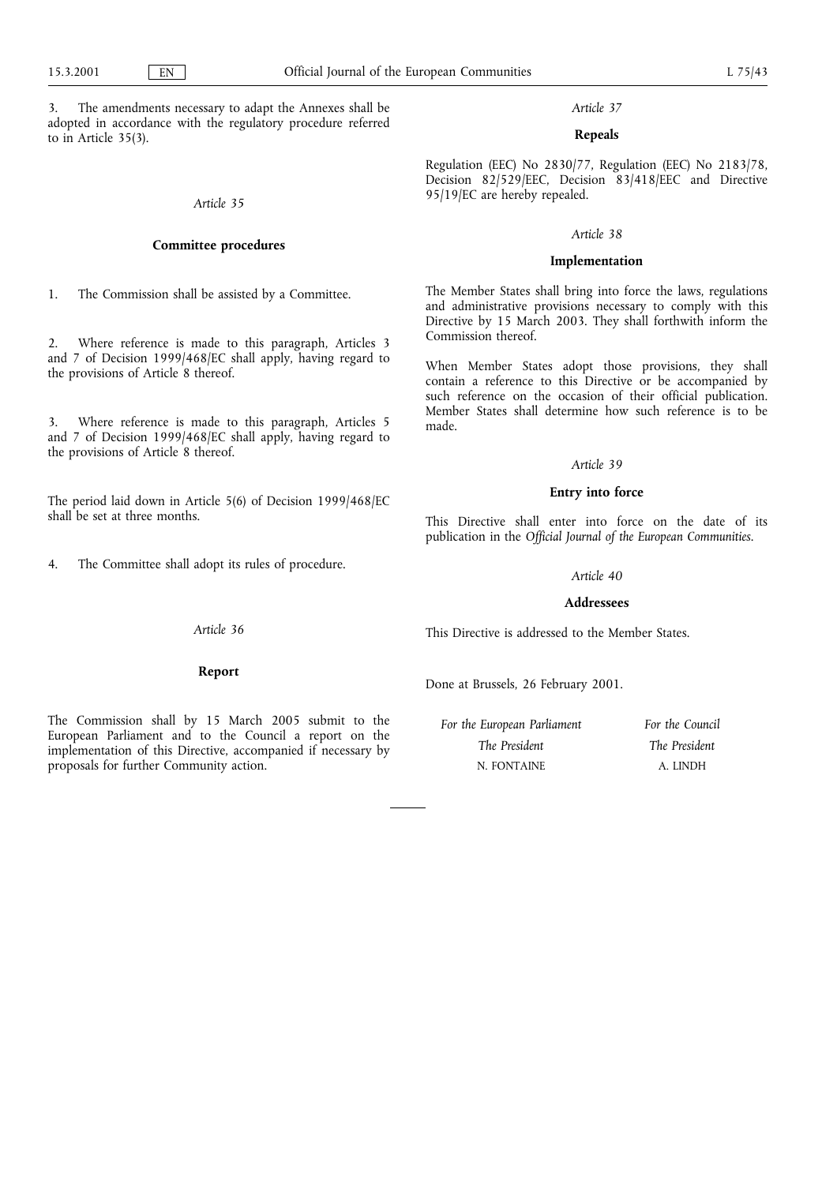3. The amendments necessary to adapt the Annexes shall be adopted in accordance with the regulatory procedure referred to in Article 35(3).

*Article 35*

**Committee procedures**

1. The Commission shall be assisted by a Committee.

2. Where reference is made to this paragraph, Articles 3 and 7 of Decision 1999/468/EC shall apply, having regard to the provisions of Article 8 thereof.

3. Where reference is made to this paragraph, Articles 5 and 7 of Decision 1999/468/EC shall apply, having regard to the provisions of Article 8 thereof.

The period laid down in Article 5(6) of Decision 1999/468/EC shall be set at three months.

4. The Committee shall adopt its rules of procedure.

*Article 36*

**Report**

The Commission shall by 15 March 2005 submit to the European Parliament and to the Council a report on the implementation of this Directive, accompanied if necessary by proposals for further Community action.

*Article 37*

**Repeals**

Regulation (EEC) No 2830/77, Regulation (EEC) No 2183/78, Decision 82/529/EEC, Decision 83/418/EEC and Directive 95/19/EC are hereby repealed.

*Article 38*

**Implementation**

The Member States shall bring into force the laws, regulations and administrative provisions necessary to comply with this Directive by 15 March 2003. They shall forthwith inform the Commission thereof.

When Member States adopt those provisions, they shall contain a reference to this Directive or be accompanied by such reference on the occasion of their official publication. Member States shall determine how such reference is to be made.

*Article 39*

**Entry into force**

This Directive shall enter into force on the date of its publication in the *Official Journal of the European Communities*.

*Article 40*

**Addressees**

This Directive is addressed to the Member States.

Done at Brussels, 26 February 2001.

| *For the European Parliament* | *For the Council* |
|---|---|
| *The President* | *The President* |
| N. FONTAINE | A. LINDH |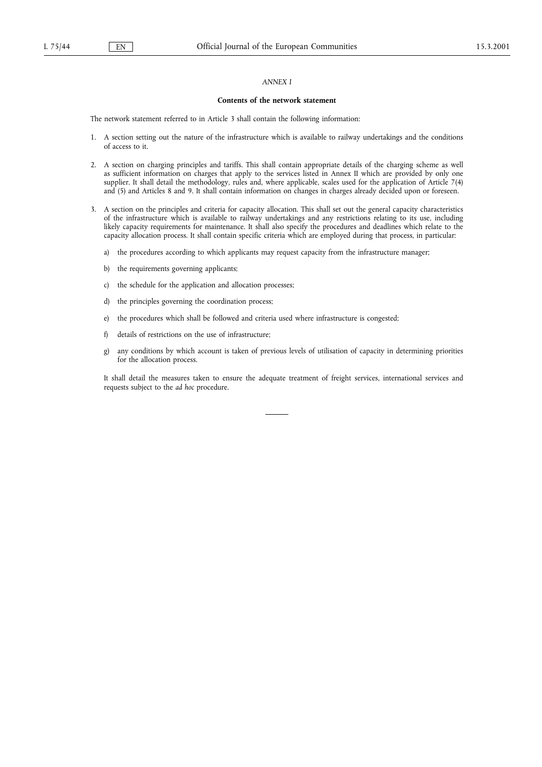*ANNEX I*

**Contents of the network statement**

The network statement referred to in Article 3 shall contain the following information:

1. A section setting out the nature of the infrastructure which is available to railway undertakings and the conditions of access to it.

2. A section on charging principles and tariffs. This shall contain appropriate details of the charging scheme as well as sufficient information on charges that apply to the services listed in Annex II which are provided by only one supplier. It shall detail the methodology, rules and, where applicable, scales used for the application of Article 7(4) and (5) and Articles 8 and 9. It shall contain information on changes in charges already decided upon or foreseen.

3. A section on the principles and criteria for capacity allocation. This shall set out the general capacity characteristics of the infrastructure which is available to railway undertakings and any restrictions relating to its use, including likely capacity requirements for maintenance. It shall also specify the procedures and deadlines which relate to the capacity allocation process. It shall contain specific criteria which are employed during that process, in particular:

   a) the procedures according to which applicants may request capacity from the infrastructure manager;

   b) the requirements governing applicants;

   c) the schedule for the application and allocation processes;

   d) the principles governing the coordination process;

   e) the procedures which shall be followed and criteria used where infrastructure is congested;

   f) details of restrictions on the use of infrastructure;

   g) any conditions by which account is taken of previous levels of utilisation of capacity in determining priorities for the allocation process.

   It shall detail the measures taken to ensure the adequate treatment of freight services, international services and requests subject to the *ad hoc* procedure.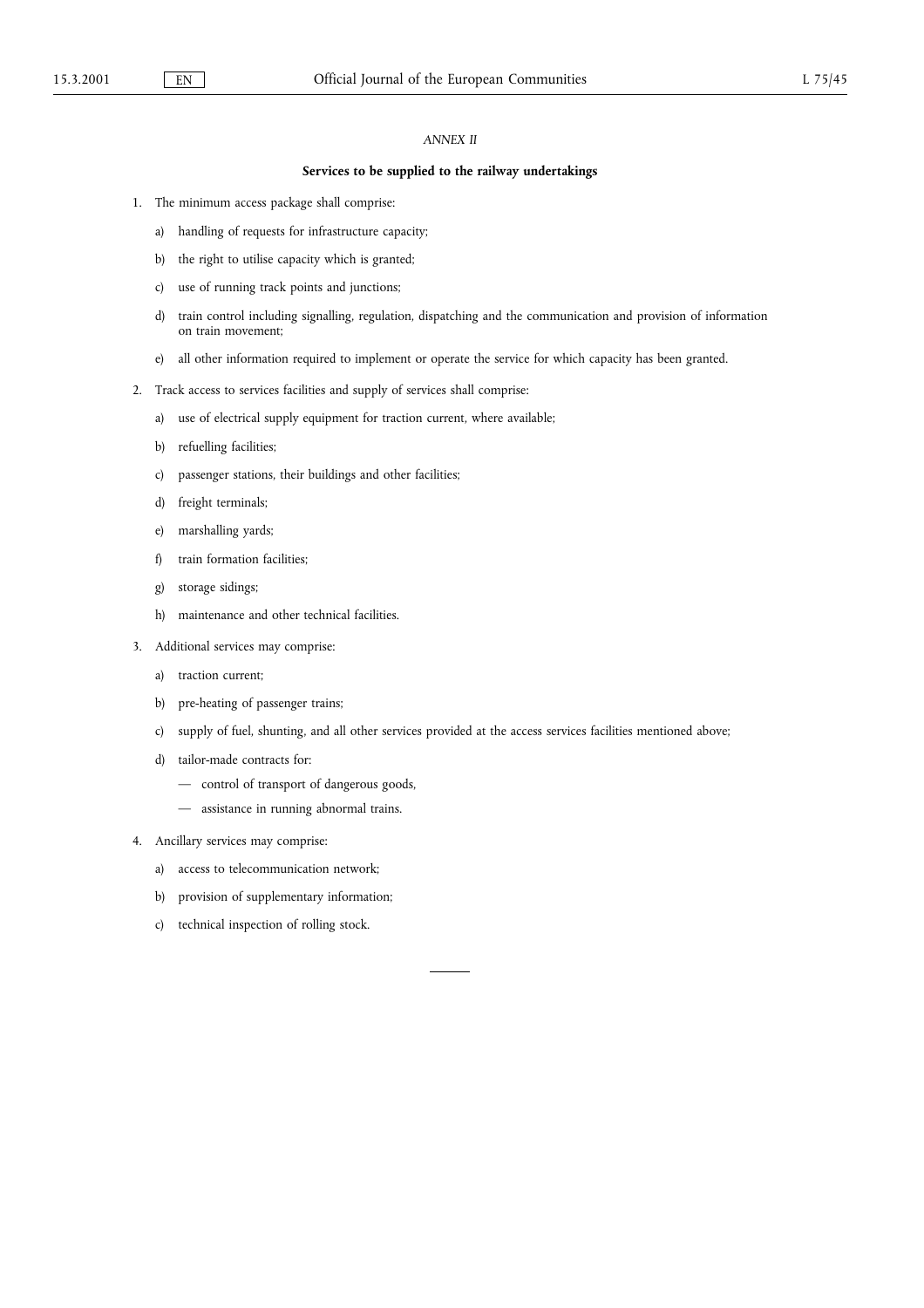*ANNEX II*

**Services to be supplied to the railway undertakings**

1. The minimum access package shall comprise:

   a) handling of requests for infrastructure capacity;

   b) the right to utilise capacity which is granted;

   c) use of running track points and junctions;

   d) train control including signalling, regulation, dispatching and the communication and provision of information on train movement;

   e) all other information required to implement or operate the service for which capacity has been granted.

2. Track access to services facilities and supply of services shall comprise:

   a) use of electrical supply equipment for traction current, where available;

   b) refuelling facilities;

   c) passenger stations, their buildings and other facilities;

   d) freight terminals;

   e) marshalling yards;

   f) train formation facilities;

   g) storage sidings;

   h) maintenance and other technical facilities.

3. Additional services may comprise:

   a) traction current;

   b) pre-heating of passenger trains;

   c) supply of fuel, shunting, and all other services provided at the access services facilities mentioned above;

   d) tailor-made contracts for:

      — control of transport of dangerous goods,

      — assistance in running abnormal trains.

4. Ancillary services may comprise:

   a) access to telecommunication network;

   b) provision of supplementary information;

   c) technical inspection of rolling stock.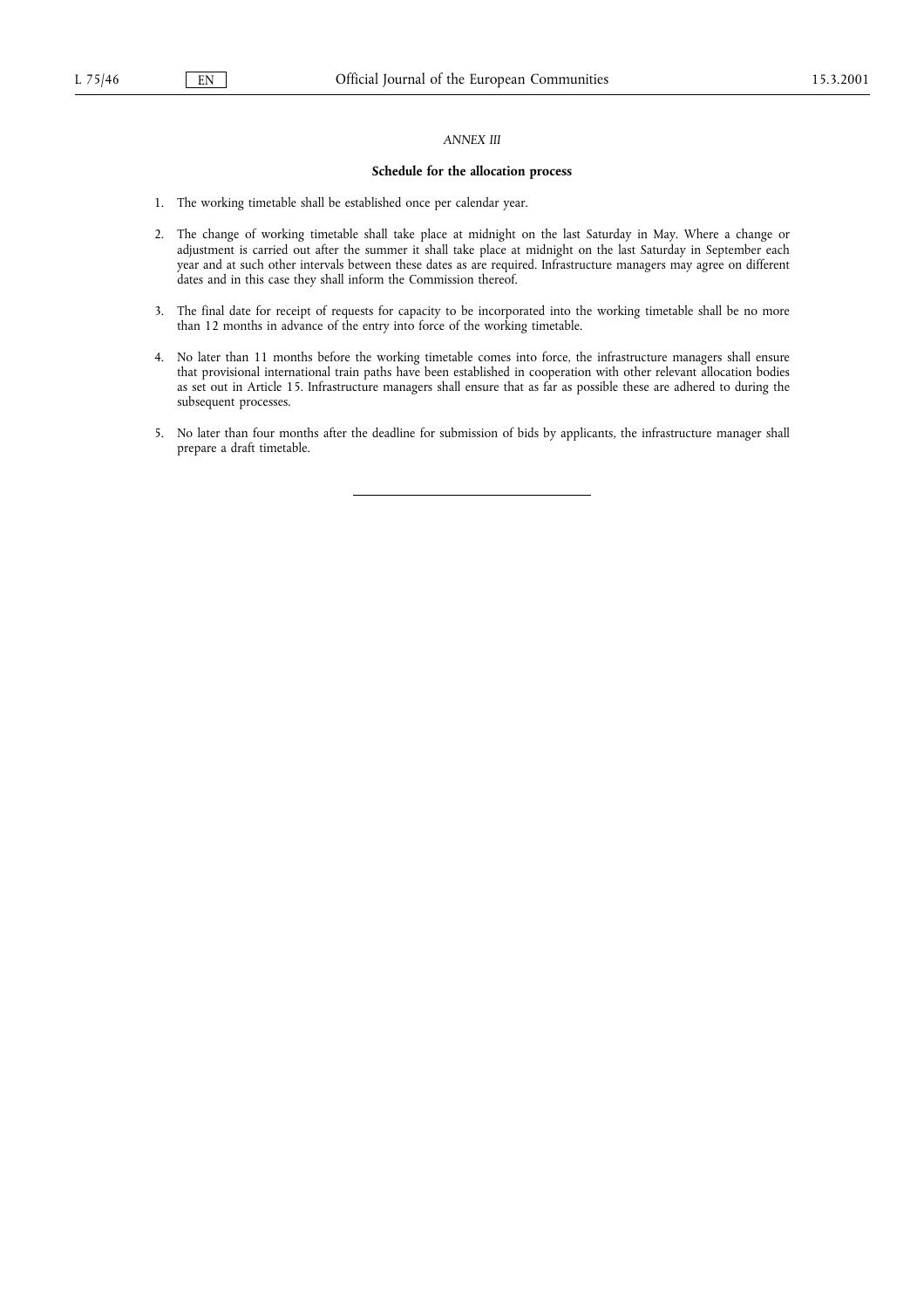*ANNEX III*

**Schedule for the allocation process**

1. The working timetable shall be established once per calendar year.

2. The change of working timetable shall take place at midnight on the last Saturday in May. Where a change or adjustment is carried out after the summer it shall take place at midnight on the last Saturday in September each year and at such other intervals between these dates as are required. Infrastructure managers may agree on different dates and in this case they shall inform the Commission thereof.

3. The final date for receipt of requests for capacity to be incorporated into the working timetable shall be no more than 12 months in advance of the entry into force of the working timetable.

4. No later than 11 months before the working timetable comes into force, the infrastructure managers shall ensure that provisional international train paths have been established in cooperation with other relevant allocation bodies as set out in Article 15. Infrastructure managers shall ensure that as far as possible these are adhered to during the subsequent processes.

5. No later than four months after the deadline for submission of bids by applicants, the infrastructure manager shall prepare a draft timetable.